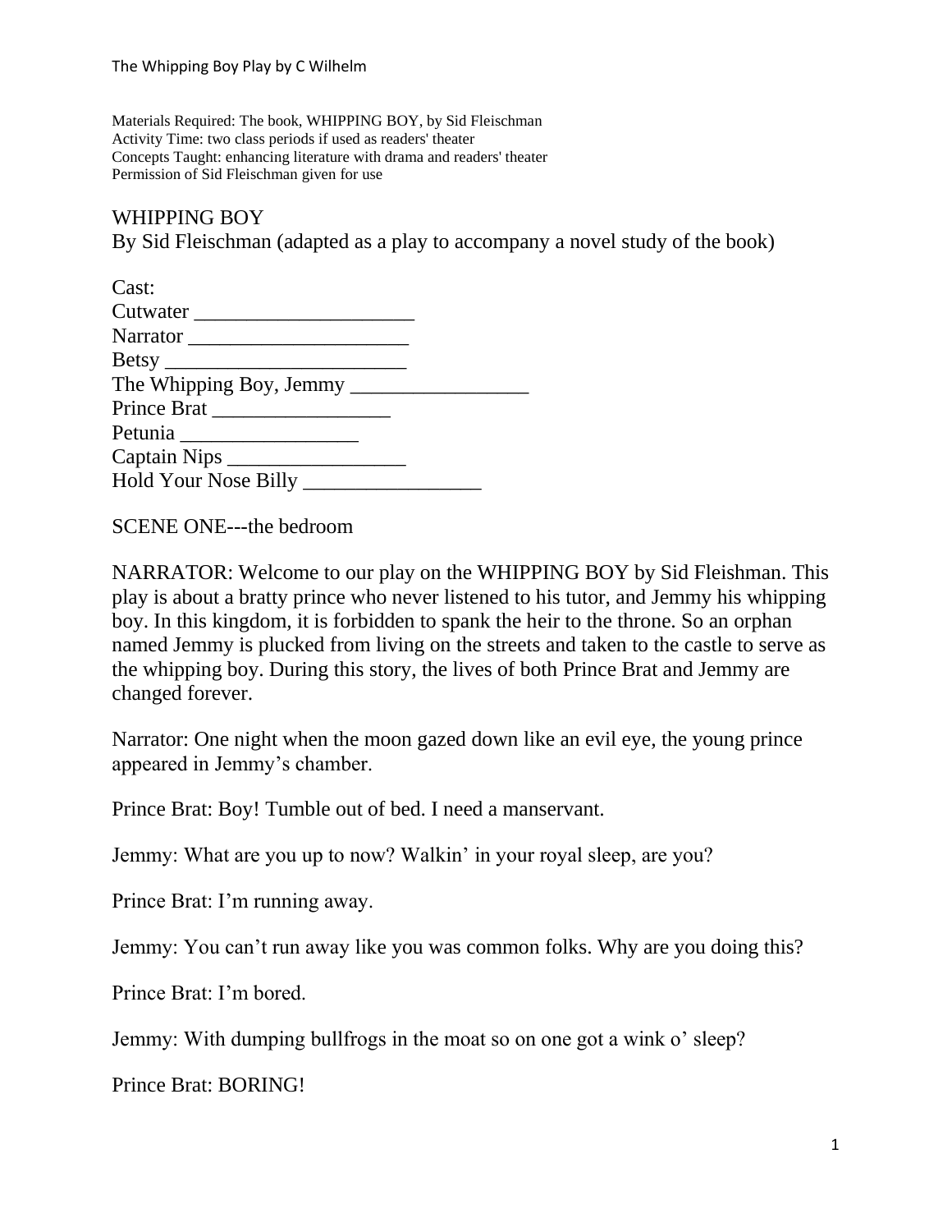Materials Required: The book, WHIPPING BOY, by Sid Fleischman
Activity Time: two class periods if used as readers' theater
Concepts Taught: enhancing literature with drama and readers' theater
Permission of Sid Fleischman given for use

# WHIPPING BOY

By Sid Fleischman (adapted as a play to accompany a novel study of the book)

Cast:
Cutwater _____________________
Narrator _____________________
Betsy _______________________
The Whipping Boy, Jemmy _________________
Prince Brat _________________
Petunia _________________
Captain Nips _________________
Hold Your Nose Billy _________________

SCENE ONE---the bedroom

NARRATOR: Welcome to our play on the WHIPPING BOY by Sid Fleishman. This play is about a bratty prince who never listened to his tutor, and Jemmy his whipping boy. In this kingdom, it is forbidden to spank the heir to the throne. So an orphan named Jemmy is plucked from living on the streets and taken to the castle to serve as the whipping boy. During this story, the lives of both Prince Brat and Jemmy are changed forever.

Narrator: One night when the moon gazed down like an evil eye, the young prince appeared in Jemmy's chamber.

Prince Brat: Boy! Tumble out of bed. I need a manservant.

Jemmy: What are you up to now? Walkin' in your royal sleep, are you?

Prince Brat: I'm running away.

Jemmy: You can't run away like you was common folks. Why are you doing this?

Prince Brat: I'm bored.

Jemmy: With dumping bullfrogs in the moat so on one got a wink o' sleep?

Prince Brat: BORING!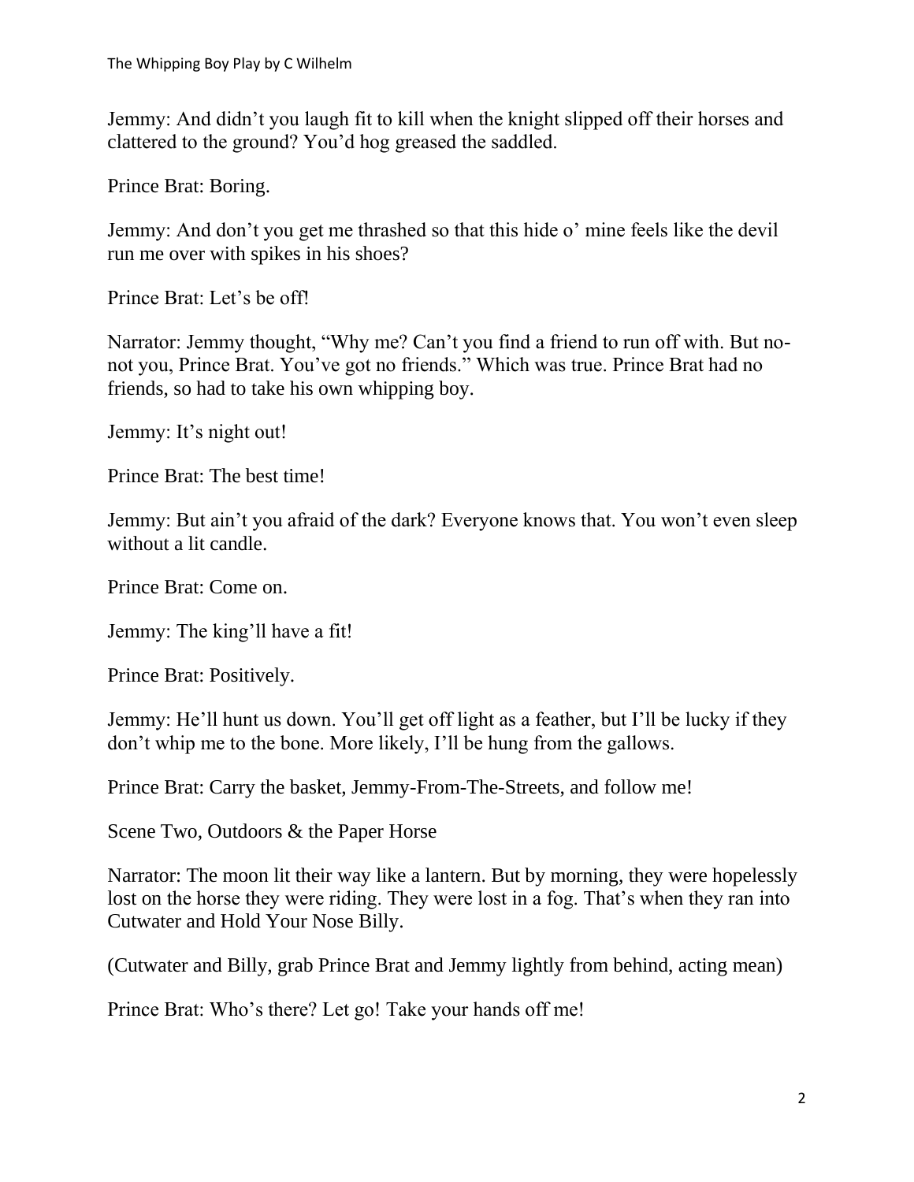Jemmy: And didn't you laugh fit to kill when the knight slipped off their horses and clattered to the ground? You'd hog greased the saddled.

Prince Brat: Boring.

Jemmy: And don't you get me thrashed so that this hide o' mine feels like the devil run me over with spikes in his shoes?

Prince Brat: Let's be off!

Narrator: Jemmy thought, "Why me? Can't you find a friend to run off with. But no-not you, Prince Brat. You've got no friends." Which was true. Prince Brat had no friends, so had to take his own whipping boy.

Jemmy: It's night out!

Prince Brat: The best time!

Jemmy: But ain't you afraid of the dark? Everyone knows that. You won't even sleep without a lit candle.

Prince Brat: Come on.

Jemmy: The king'll have a fit!

Prince Brat: Positively.

Jemmy: He'll hunt us down. You'll get off light as a feather, but I'll be lucky if they don't whip me to the bone. More likely, I'll be hung from the gallows.

Prince Brat: Carry the basket, Jemmy-From-The-Streets, and follow me!

Scene Two, Outdoors & the Paper Horse

Narrator: The moon lit their way like a lantern. But by morning, they were hopelessly lost on the horse they were riding. They were lost in a fog. That's when they ran into Cutwater and Hold Your Nose Billy.

(Cutwater and Billy, grab Prince Brat and Jemmy lightly from behind, acting mean)

Prince Brat: Who's there? Let go! Take your hands off me!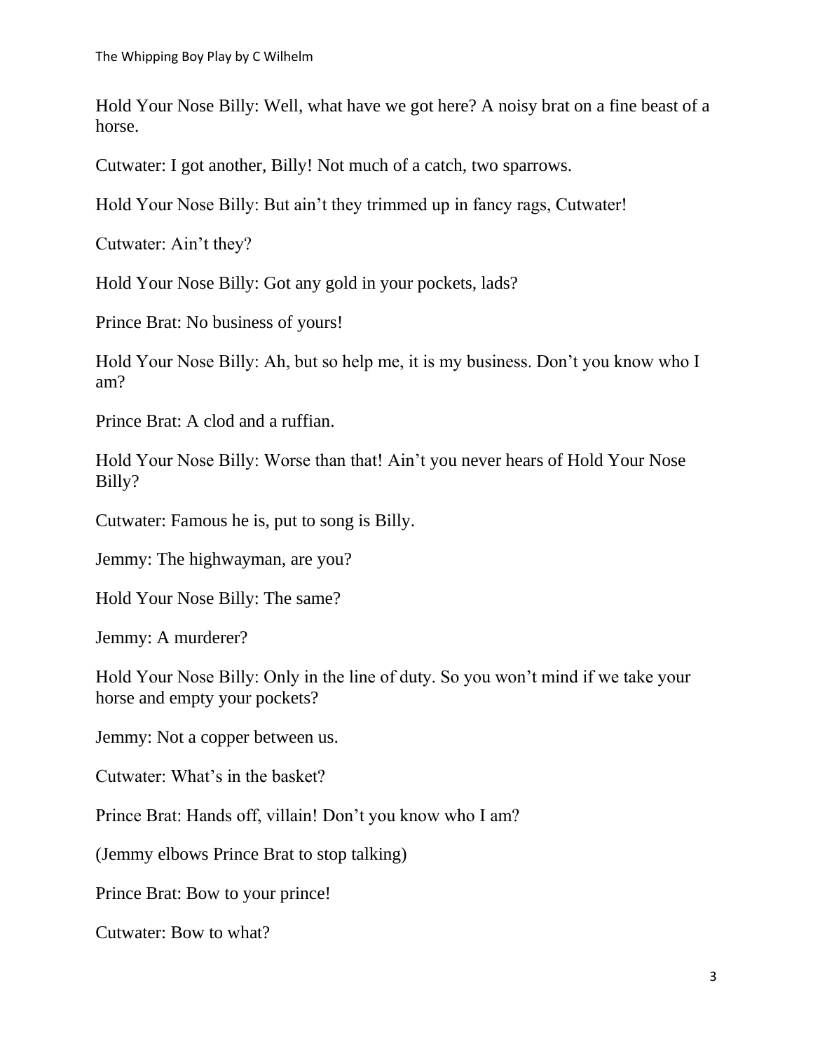Hold Your Nose Billy: Well, what have we got here? A noisy brat on a fine beast of a horse.

Cutwater: I got another, Billy! Not much of a catch, two sparrows.

Hold Your Nose Billy: But ain't they trimmed up in fancy rags, Cutwater!

Cutwater: Ain't they?

Hold Your Nose Billy: Got any gold in your pockets, lads?

Prince Brat: No business of yours!

Hold Your Nose Billy: Ah, but so help me, it is my business. Don't you know who I am?

Prince Brat: A clod and a ruffian.

Hold Your Nose Billy: Worse than that! Ain't you never hears of Hold Your Nose Billy?

Cutwater: Famous he is, put to song is Billy.

Jemmy: The highwayman, are you?

Hold Your Nose Billy: The same?

Jemmy: A murderer?

Hold Your Nose Billy: Only in the line of duty. So you won't mind if we take your horse and empty your pockets?

Jemmy: Not a copper between us.

Cutwater: What's in the basket?

Prince Brat: Hands off, villain! Don't you know who I am?

(Jemmy elbows Prince Brat to stop talking)

Prince Brat: Bow to your prince!

Cutwater: Bow to what?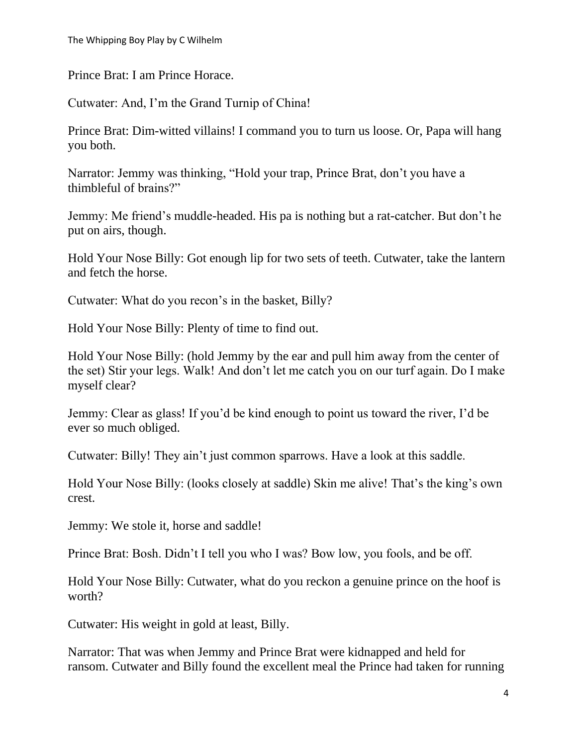Prince Brat: I am Prince Horace.

Cutwater: And, I'm the Grand Turnip of China!

Prince Brat: Dim-witted villains! I command you to turn us loose. Or, Papa will hang you both.

Narrator: Jemmy was thinking, "Hold your trap, Prince Brat, don't you have a thimbleful of brains?"

Jemmy: Me friend's muddle-headed. His pa is nothing but a rat-catcher. But don't he put on airs, though.

Hold Your Nose Billy: Got enough lip for two sets of teeth. Cutwater, take the lantern and fetch the horse.

Cutwater: What do you recon's in the basket, Billy?

Hold Your Nose Billy: Plenty of time to find out.

Hold Your Nose Billy: (hold Jemmy by the ear and pull him away from the center of the set) Stir your legs. Walk! And don't let me catch you on our turf again. Do I make myself clear?

Jemmy: Clear as glass! If you'd be kind enough to point us toward the river, I'd be ever so much obliged.

Cutwater: Billy! They ain't just common sparrows. Have a look at this saddle.

Hold Your Nose Billy: (looks closely at saddle) Skin me alive! That's the king's own crest.

Jemmy: We stole it, horse and saddle!

Prince Brat: Bosh. Didn't I tell you who I was? Bow low, you fools, and be off.

Hold Your Nose Billy: Cutwater, what do you reckon a genuine prince on the hoof is worth?

Cutwater: His weight in gold at least, Billy.

Narrator: That was when Jemmy and Prince Brat were kidnapped and held for ransom. Cutwater and Billy found the excellent meal the Prince had taken for running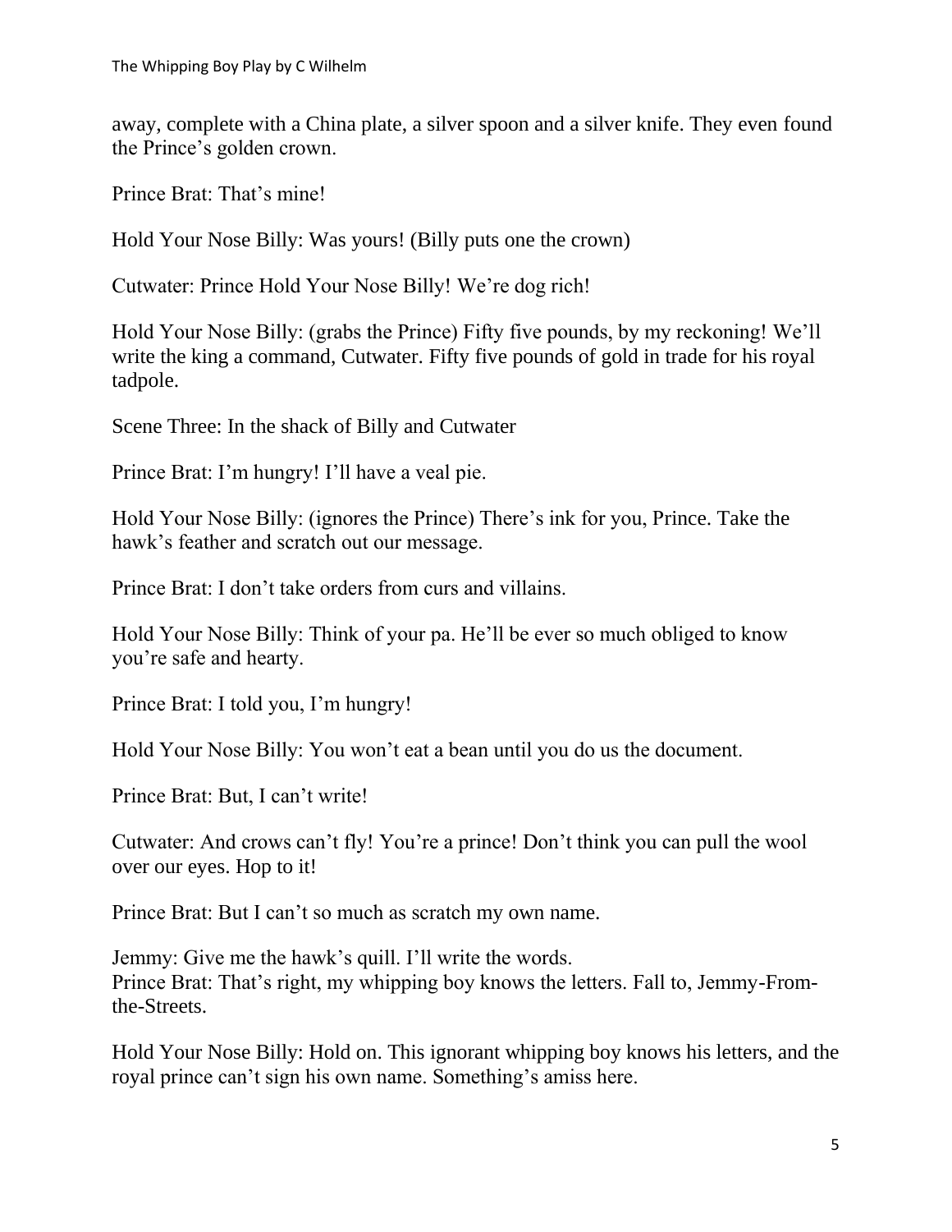away, complete with a China plate, a silver spoon and a silver knife. They even found the Prince's golden crown.

Prince Brat: That's mine!

Hold Your Nose Billy: Was yours! (Billy puts one the crown)

Cutwater: Prince Hold Your Nose Billy! We're dog rich!

Hold Your Nose Billy: (grabs the Prince) Fifty five pounds, by my reckoning! We'll write the king a command, Cutwater. Fifty five pounds of gold in trade for his royal tadpole.

Scene Three: In the shack of Billy and Cutwater

Prince Brat: I'm hungry! I'll have a veal pie.

Hold Your Nose Billy: (ignores the Prince) There's ink for you, Prince. Take the hawk's feather and scratch out our message.

Prince Brat: I don't take orders from curs and villains.

Hold Your Nose Billy: Think of your pa. He'll be ever so much obliged to know you're safe and hearty.

Prince Brat: I told you, I'm hungry!

Hold Your Nose Billy: You won't eat a bean until you do us the document.

Prince Brat: But, I can't write!

Cutwater: And crows can't fly! You're a prince! Don't think you can pull the wool over our eyes. Hop to it!

Prince Brat: But I can't so much as scratch my own name.

Jemmy: Give me the hawk's quill. I'll write the words.
Prince Brat: That's right, my whipping boy knows the letters. Fall to, Jemmy-From-the-Streets.

Hold Your Nose Billy: Hold on. This ignorant whipping boy knows his letters, and the royal prince can't sign his own name. Something's amiss here.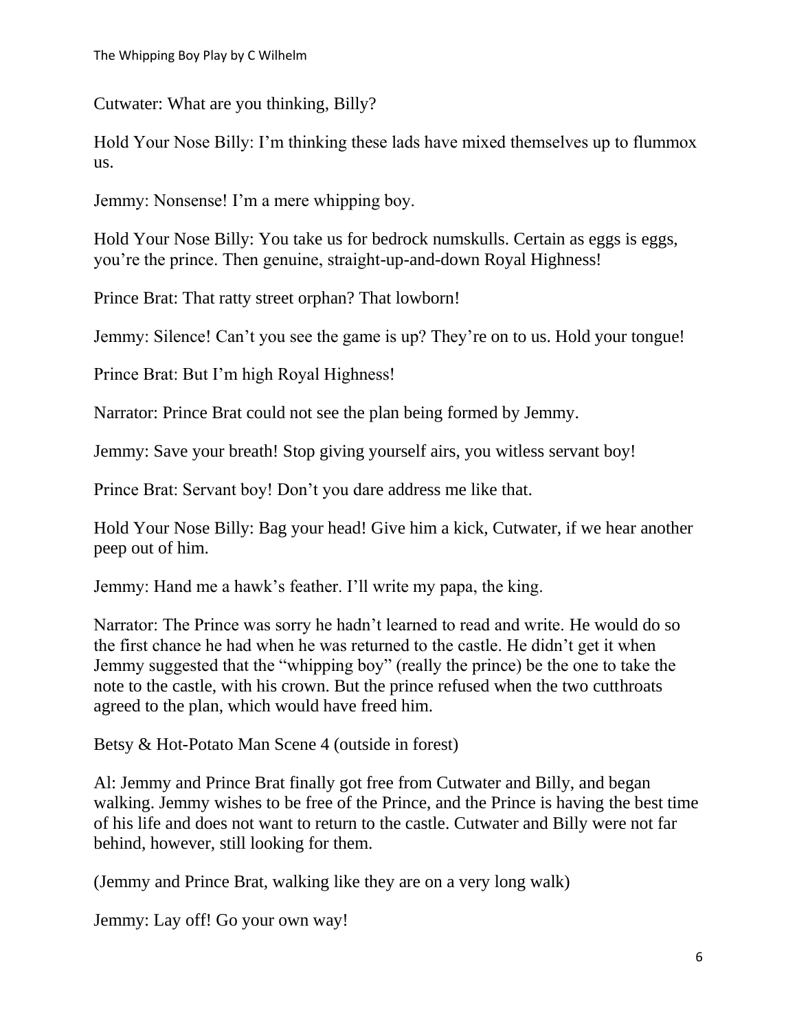Cutwater: What are you thinking, Billy?

Hold Your Nose Billy: I'm thinking these lads have mixed themselves up to flummox us.

Jemmy: Nonsense! I'm a mere whipping boy.

Hold Your Nose Billy: You take us for bedrock numskulls. Certain as eggs is eggs, you're the prince. Then genuine, straight-up-and-down Royal Highness!

Prince Brat: That ratty street orphan? That lowborn!

Jemmy: Silence! Can't you see the game is up? They're on to us. Hold your tongue!

Prince Brat: But I'm high Royal Highness!

Narrator: Prince Brat could not see the plan being formed by Jemmy.

Jemmy: Save your breath! Stop giving yourself airs, you witless servant boy!

Prince Brat: Servant boy! Don't you dare address me like that.

Hold Your Nose Billy: Bag your head! Give him a kick, Cutwater, if we hear another peep out of him.

Jemmy: Hand me a hawk's feather. I'll write my papa, the king.

Narrator: The Prince was sorry he hadn't learned to read and write. He would do so the first chance he had when he was returned to the castle. He didn't get it when Jemmy suggested that the "whipping boy" (really the prince) be the one to take the note to the castle, with his crown. But the prince refused when the two cutthroats agreed to the plan, which would have freed him.

Betsy & Hot-Potato Man Scene 4 (outside in forest)

Al: Jemmy and Prince Brat finally got free from Cutwater and Billy, and began walking. Jemmy wishes to be free of the Prince, and the Prince is having the best time of his life and does not want to return to the castle. Cutwater and Billy were not far behind, however, still looking for them.

(Jemmy and Prince Brat, walking like they are on a very long walk)

Jemmy: Lay off! Go your own way!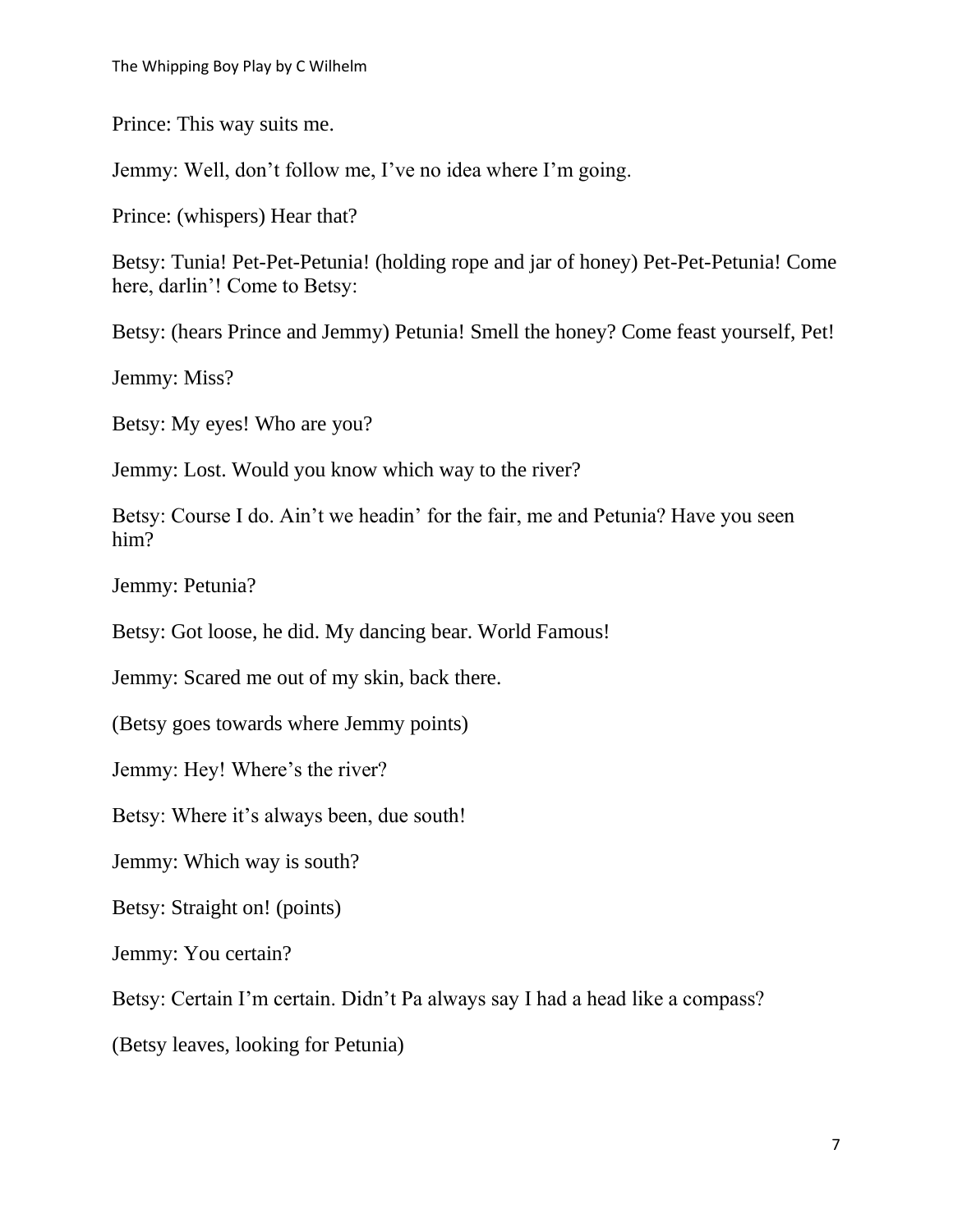Prince: This way suits me.

Jemmy: Well, don't follow me, I've no idea where I'm going.

Prince: (whispers) Hear that?

Betsy: Tunia! Pet-Pet-Petunia! (holding rope and jar of honey) Pet-Pet-Petunia! Come here, darlin'! Come to Betsy:

Betsy: (hears Prince and Jemmy) Petunia! Smell the honey? Come feast yourself, Pet!

Jemmy: Miss?

Betsy: My eyes! Who are you?

Jemmy: Lost. Would you know which way to the river?

Betsy: Course I do. Ain't we headin' for the fair, me and Petunia? Have you seen him?

Jemmy: Petunia?

Betsy: Got loose, he did. My dancing bear. World Famous!

Jemmy: Scared me out of my skin, back there.

(Betsy goes towards where Jemmy points)

Jemmy: Hey! Where's the river?

Betsy: Where it's always been, due south!

Jemmy: Which way is south?

Betsy: Straight on! (points)

Jemmy: You certain?

Betsy: Certain I'm certain. Didn't Pa always say I had a head like a compass?

(Betsy leaves, looking for Petunia)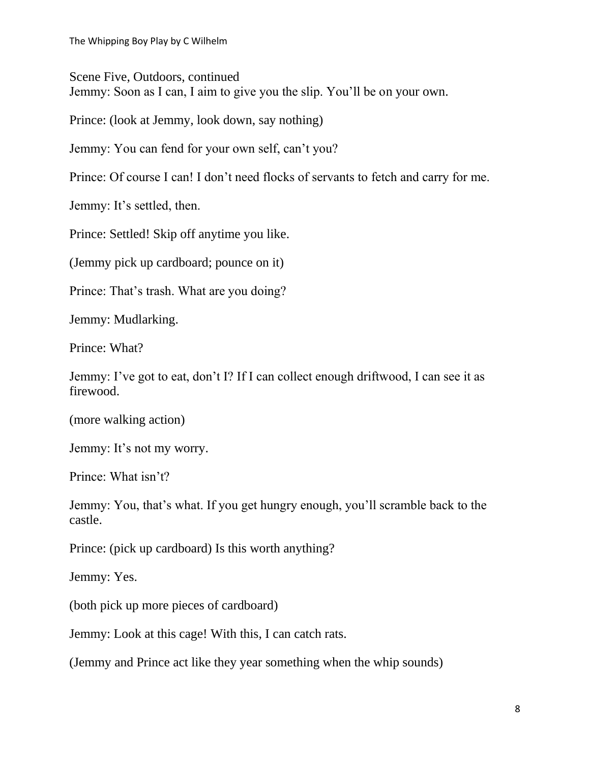Scene Five, Outdoors, continued

Jemmy: Soon as I can, I aim to give you the slip. You'll be on your own.

Prince: (look at Jemmy, look down, say nothing)

Jemmy: You can fend for your own self, can't you?

Prince: Of course I can! I don't need flocks of servants to fetch and carry for me.

Jemmy: It's settled, then.

Prince: Settled! Skip off anytime you like.

(Jemmy pick up cardboard; pounce on it)

Prince: That's trash. What are you doing?

Jemmy: Mudlarking.

Prince: What?

Jemmy: I've got to eat, don't I? If I can collect enough driftwood, I can see it as firewood.

(more walking action)

Jemmy: It's not my worry.

Prince: What isn't?

Jemmy: You, that's what. If you get hungry enough, you'll scramble back to the castle.

Prince: (pick up cardboard) Is this worth anything?

Jemmy: Yes.

(both pick up more pieces of cardboard)

Jemmy: Look at this cage! With this, I can catch rats.

(Jemmy and Prince act like they year something when the whip sounds)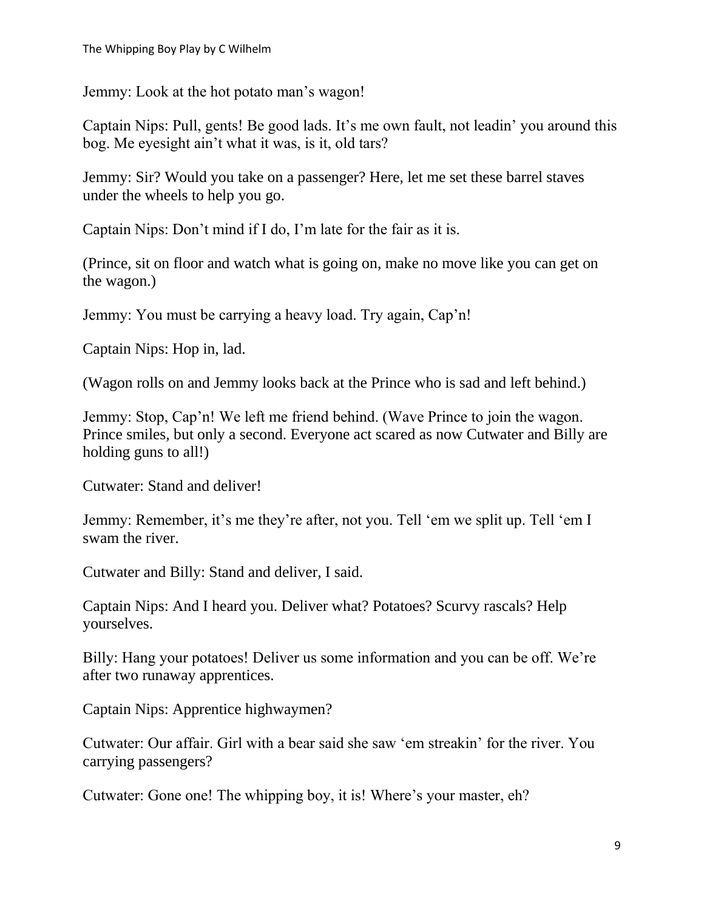Jemmy: Look at the hot potato man's wagon!

Captain Nips: Pull, gents! Be good lads. It's me own fault, not leadin' you around this bog. Me eyesight ain't what it was, is it, old tars?

Jemmy: Sir? Would you take on a passenger? Here, let me set these barrel staves under the wheels to help you go.

Captain Nips: Don't mind if I do, I'm late for the fair as it is.

(Prince, sit on floor and watch what is going on, make no move like you can get on the wagon.)

Jemmy: You must be carrying a heavy load. Try again, Cap'n!

Captain Nips: Hop in, lad.

(Wagon rolls on and Jemmy looks back at the Prince who is sad and left behind.)

Jemmy: Stop, Cap'n! We left me friend behind. (Wave Prince to join the wagon. Prince smiles, but only a second. Everyone act scared as now Cutwater and Billy are holding guns to all!)

Cutwater: Stand and deliver!

Jemmy: Remember, it's me they're after, not you. Tell 'em we split up. Tell 'em I swam the river.

Cutwater and Billy: Stand and deliver, I said.

Captain Nips: And I heard you. Deliver what? Potatoes? Scurvy rascals? Help yourselves.

Billy: Hang your potatoes! Deliver us some information and you can be off. We're after two runaway apprentices.

Captain Nips: Apprentice highwaymen?

Cutwater: Our affair. Girl with a bear said she saw 'em streakin' for the river. You carrying passengers?

Cutwater: Gone one! The whipping boy, it is! Where's your master, eh?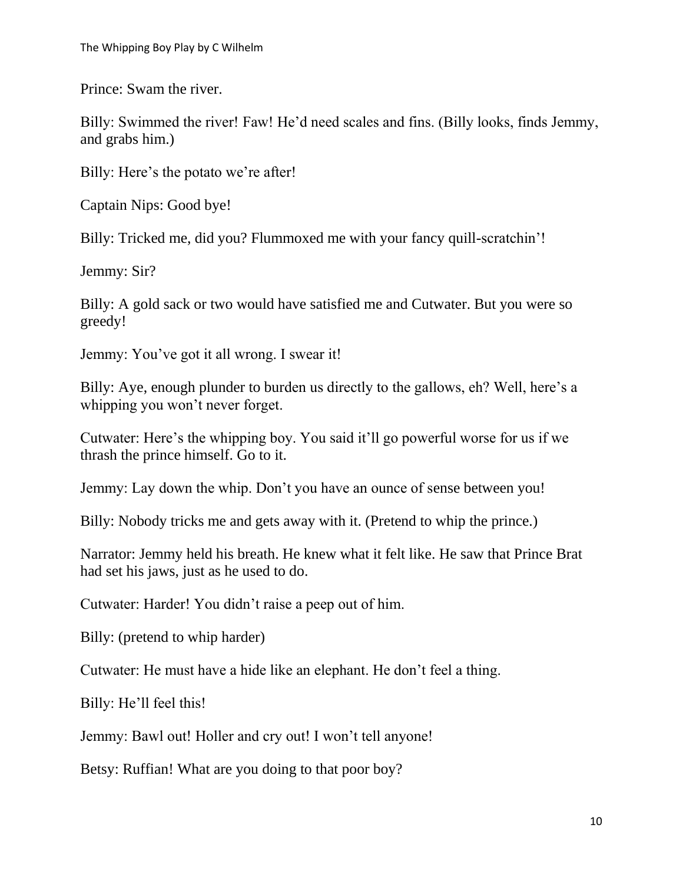Prince: Swam the river.

Billy: Swimmed the river! Faw! He'd need scales and fins. (Billy looks, finds Jemmy, and grabs him.)

Billy: Here's the potato we're after!

Captain Nips: Good bye!

Billy: Tricked me, did you? Flummoxed me with your fancy quill-scratchin'!

Jemmy: Sir?

Billy: A gold sack or two would have satisfied me and Cutwater. But you were so greedy!

Jemmy: You've got it all wrong. I swear it!

Billy: Aye, enough plunder to burden us directly to the gallows, eh? Well, here's a whipping you won't never forget.

Cutwater: Here's the whipping boy. You said it'll go powerful worse for us if we thrash the prince himself. Go to it.

Jemmy: Lay down the whip. Don't you have an ounce of sense between you!

Billy: Nobody tricks me and gets away with it. (Pretend to whip the prince.)

Narrator: Jemmy held his breath. He knew what it felt like. He saw that Prince Brat had set his jaws, just as he used to do.

Cutwater: Harder! You didn't raise a peep out of him.

Billy: (pretend to whip harder)

Cutwater: He must have a hide like an elephant. He don't feel a thing.

Billy: He'll feel this!

Jemmy: Bawl out! Holler and cry out! I won't tell anyone!

Betsy: Ruffian! What are you doing to that poor boy?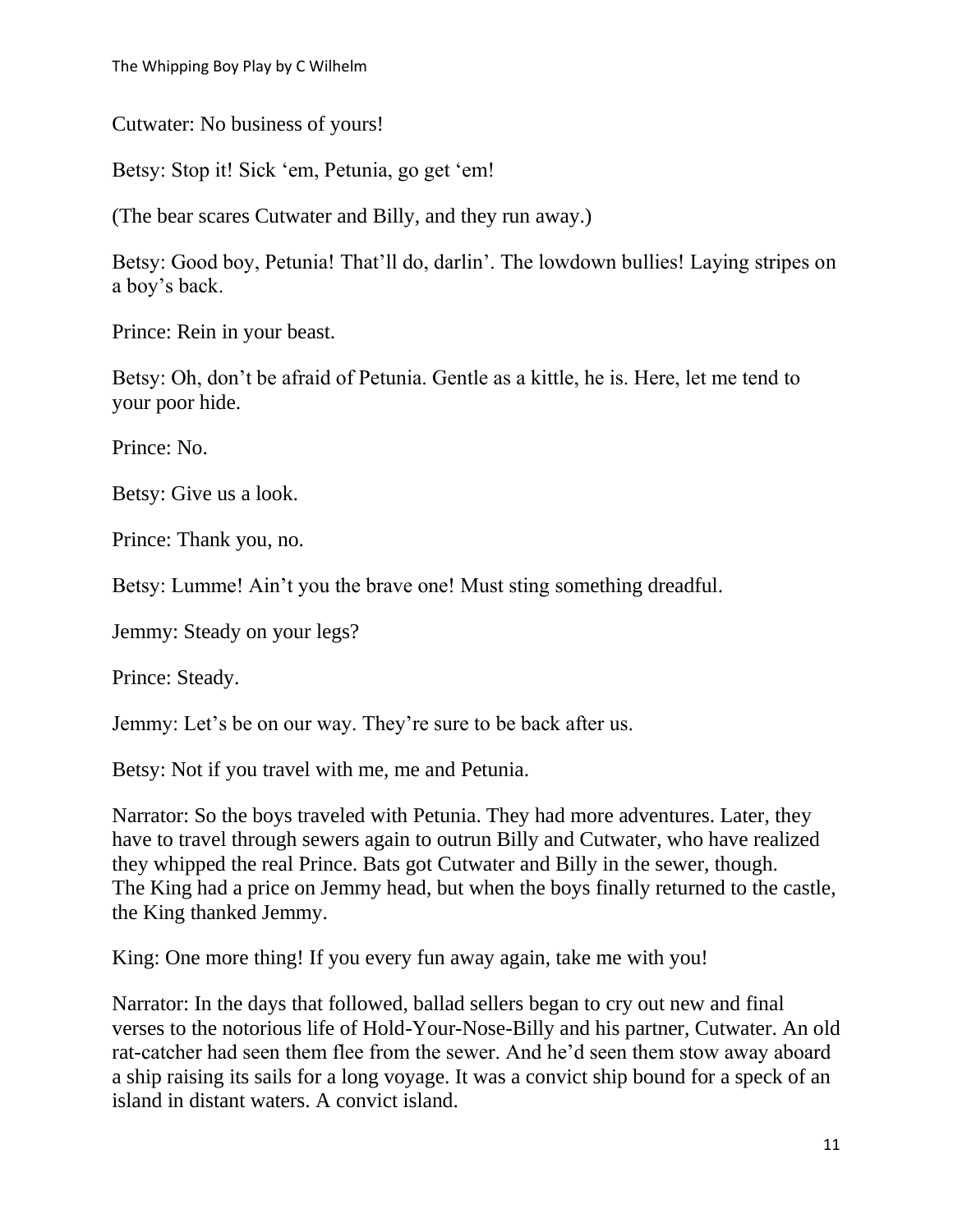Cutwater: No business of yours!

Betsy: Stop it! Sick 'em, Petunia, go get 'em!

(The bear scares Cutwater and Billy, and they run away.)

Betsy: Good boy, Petunia! That'll do, darlin'. The lowdown bullies! Laying stripes on a boy's back.

Prince: Rein in your beast.

Betsy: Oh, don't be afraid of Petunia. Gentle as a kittle, he is. Here, let me tend to your poor hide.

Prince: No.

Betsy: Give us a look.

Prince: Thank you, no.

Betsy: Lumme! Ain't you the brave one! Must sting something dreadful.

Jemmy: Steady on your legs?

Prince: Steady.

Jemmy: Let's be on our way. They're sure to be back after us.

Betsy: Not if you travel with me, me and Petunia.

Narrator: So the boys traveled with Petunia. They had more adventures. Later, they have to travel through sewers again to outrun Billy and Cutwater, who have realized they whipped the real Prince. Bats got Cutwater and Billy in the sewer, though.
The King had a price on Jemmy head, but when the boys finally returned to the castle, the King thanked Jemmy.

King: One more thing! If you every fun away again, take me with you!

Narrator: In the days that followed, ballad sellers began to cry out new and final verses to the notorious life of Hold-Your-Nose-Billy and his partner, Cutwater. An old rat-catcher had seen them flee from the sewer. And he'd seen them stow away aboard a ship raising its sails for a long voyage. It was a convict ship bound for a speck of an island in distant waters. A convict island.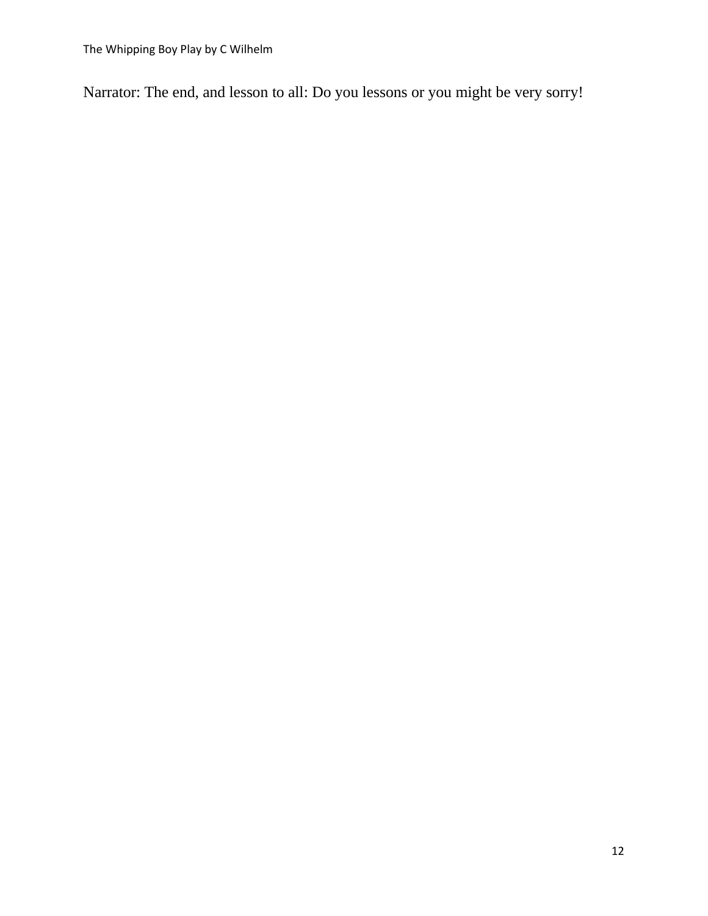Narrator: The end, and lesson to all: Do you lessons or you might be very sorry!